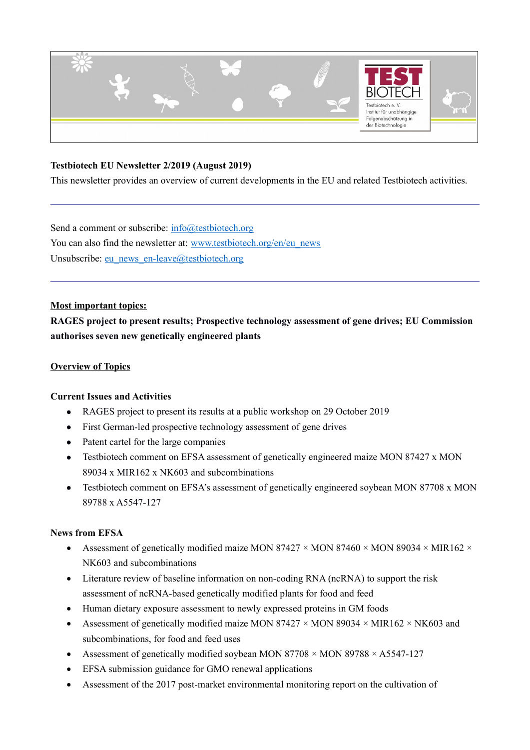**Testbiotech EU Newsletter 2/2019 (August 2019)**

This newsletter provides an overview of current developments in the EU and related Testbiotech activities.

---

Send a comment or subscribe: info@testbiotech.org

You can also find the newsletter at: www.testbiotech.org/en/eu_news

Unsubscribe: eu_news_en-leave@testbiotech.org

---

**Most important topics:**

**RAGES project to present results; Prospective technology assessment of gene drives; EU Commission authorises seven new genetically engineered plants**

**Overview of Topics**

**Current Issues and Activities**

- RAGES project to present its results at a public workshop on 29 October 2019
- First German-led prospective technology assessment of gene drives
- Patent cartel for the large companies
- Testbiotech comment on EFSA assessment of genetically engineered maize MON 87427 x MON 89034 x MIR162 x NK603 and subcombinations
- Testbiotech comment on EFSA's assessment of genetically engineered soybean MON 87708 x MON 89788 x A5547-127

**News from EFSA**

- Assessment of genetically modified maize MON 87427 × MON 87460 × MON 89034 × MIR162 × NK603 and subcombinations
- Literature review of baseline information on non-coding RNA (ncRNA) to support the risk assessment of ncRNA-based genetically modified plants for food and feed
- Human dietary exposure assessment to newly expressed proteins in GM foods
- Assessment of genetically modified maize MON 87427 × MON 89034 × MIR162 × NK603 and subcombinations, for food and feed uses
- Assessment of genetically modified soybean MON 87708 × MON 89788 × A5547-127
- EFSA submission guidance for GMO renewal applications
- Assessment of the 2017 post-market environmental monitoring report on the cultivation of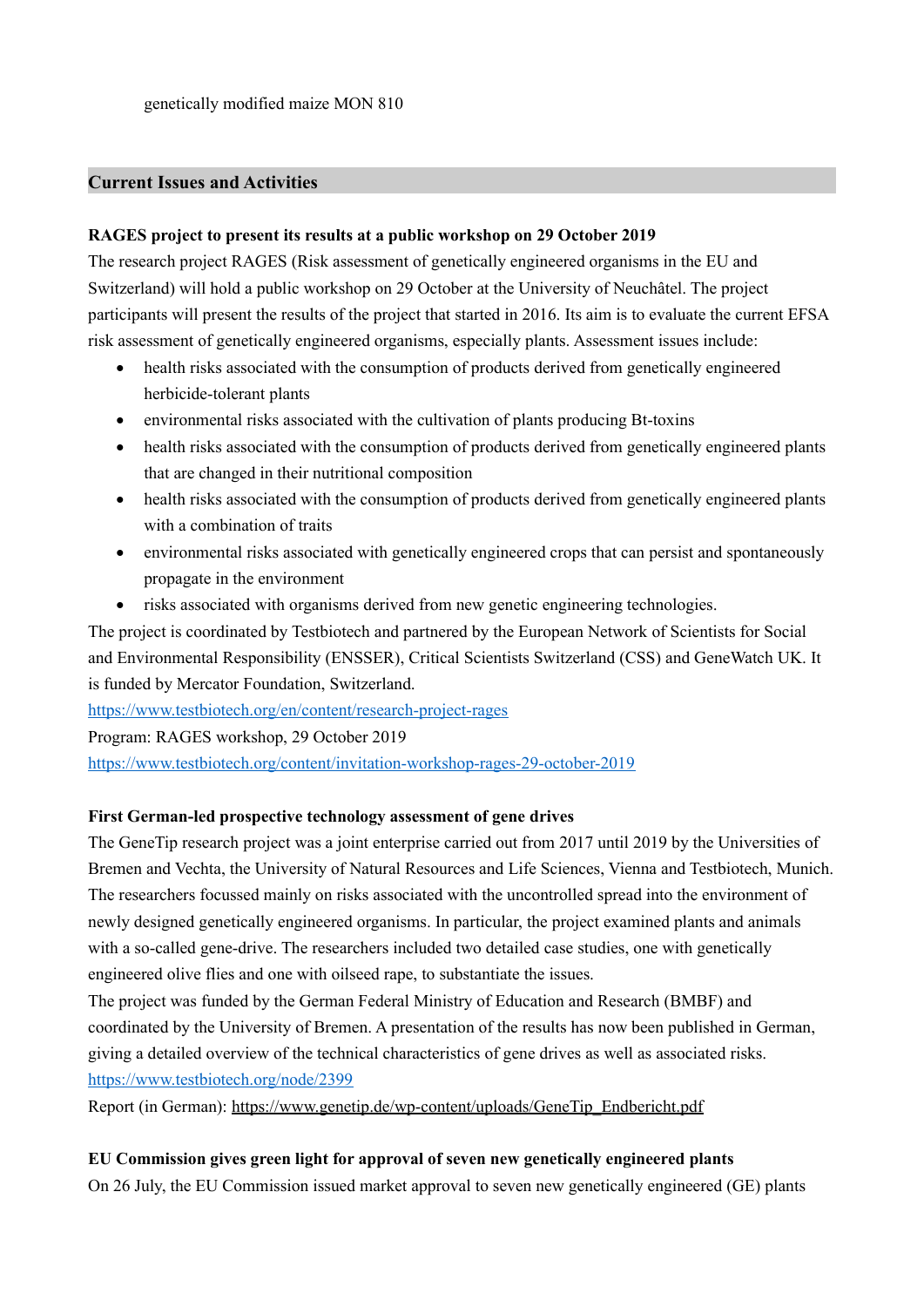genetically modified maize MON 810

## Current Issues and Activities

### RAGES project to present its results at a public workshop on 29 October 2019

The research project RAGES (Risk assessment of genetically engineered organisms in the EU and Switzerland) will hold a public workshop on 29 October at the University of Neuchâtel. The project participants will present the results of the project that started in 2016. Its aim is to evaluate the current EFSA risk assessment of genetically engineered organisms, especially plants. Assessment issues include:

- health risks associated with the consumption of products derived from genetically engineered herbicide-tolerant plants
- environmental risks associated with the cultivation of plants producing Bt-toxins
- health risks associated with the consumption of products derived from genetically engineered plants that are changed in their nutritional composition
- health risks associated with the consumption of products derived from genetically engineered plants with a combination of traits
- environmental risks associated with genetically engineered crops that can persist and spontaneously propagate in the environment
- risks associated with organisms derived from new genetic engineering technologies.

The project is coordinated by Testbiotech and partnered by the European Network of Scientists for Social and Environmental Responsibility (ENSSER), Critical Scientists Switzerland (CSS) and GeneWatch UK. It is funded by Mercator Foundation, Switzerland.

https://www.testbiotech.org/en/content/research-project-rages

Program: RAGES workshop, 29 October 2019

https://www.testbiotech.org/content/invitation-workshop-rages-29-october-2019

### First German-led prospective technology assessment of gene drives

The GeneTip research project was a joint enterprise carried out from 2017 until 2019 by the Universities of Bremen and Vechta, the University of Natural Resources and Life Sciences, Vienna and Testbiotech, Munich. The researchers focussed mainly on risks associated with the uncontrolled spread into the environment of newly designed genetically engineered organisms. In particular, the project examined plants and animals with a so-called gene-drive. The researchers included two detailed case studies, one with genetically engineered olive flies and one with oilseed rape, to substantiate the issues.

The project was funded by the German Federal Ministry of Education and Research (BMBF) and coordinated by the University of Bremen. A presentation of the results has now been published in German, giving a detailed overview of the technical characteristics of gene drives as well as associated risks.

https://www.testbiotech.org/node/2399

Report (in German): https://www.genetip.de/wp-content/uploads/GeneTip_Endbericht.pdf

### EU Commission gives green light for approval of seven new genetically engineered plants

On 26 July, the EU Commission issued market approval to seven new genetically engineered (GE) plants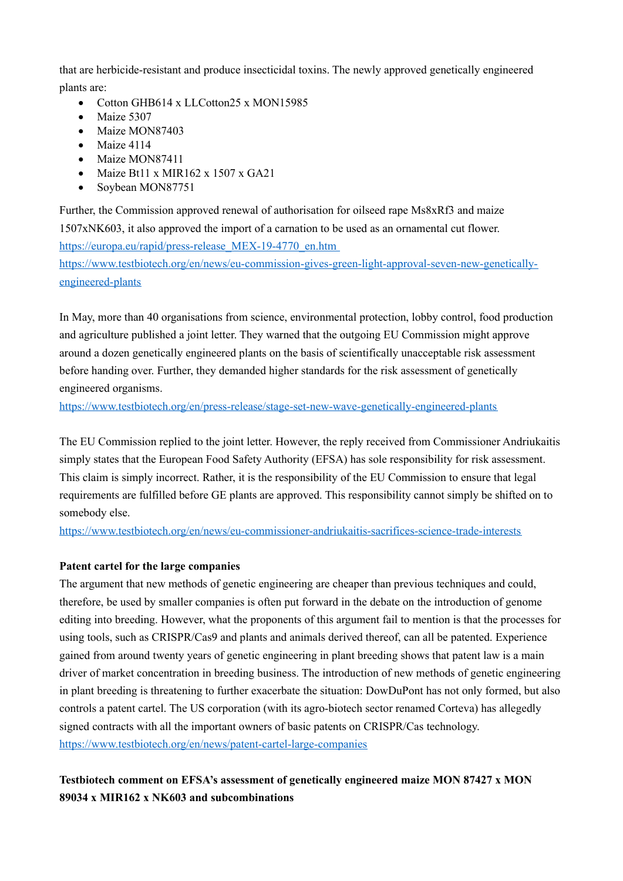that are herbicide-resistant and produce insecticidal toxins. The newly approved genetically engineered plants are:

- Cotton GHB614 x LLCotton25 x MON15985
- Maize 5307
- Maize MON87403
- Maize 4114
- Maize MON87411
- Maize Bt11 x MIR162 x 1507 x GA21
- Soybean MON87751

Further, the Commission approved renewal of authorisation for oilseed rape Ms8xRf3 and maize 1507xNK603, it also approved the import of a carnation to be used as an ornamental cut flower.
https://europa.eu/rapid/press-release_MEX-19-4770_en.htm
https://www.testbiotech.org/en/news/eu-commission-gives-green-light-approval-seven-new-genetically-engineered-plants

In May, more than 40 organisations from science, environmental protection, lobby control, food production and agriculture published a joint letter. They warned that the outgoing EU Commission might approve around a dozen genetically engineered plants on the basis of scientifically unacceptable risk assessment before handing over. Further, they demanded higher standards for the risk assessment of genetically engineered organisms.
https://www.testbiotech.org/en/press-release/stage-set-new-wave-genetically-engineered-plants

The EU Commission replied to the joint letter. However, the reply received from Commissioner Andriukaitis simply states that the European Food Safety Authority (EFSA) has sole responsibility for risk assessment. This claim is simply incorrect. Rather, it is the responsibility of the EU Commission to ensure that legal requirements are fulfilled before GE plants are approved. This responsibility cannot simply be shifted on to somebody else.
https://www.testbiotech.org/en/news/eu-commissioner-andriukaitis-sacrifices-science-trade-interests

**Patent cartel for the large companies**

The argument that new methods of genetic engineering are cheaper than previous techniques and could, therefore, be used by smaller companies is often put forward in the debate on the introduction of genome editing into breeding. However, what the proponents of this argument fail to mention is that the processes for using tools, such as CRISPR/Cas9 and plants and animals derived thereof, can all be patented. Experience gained from around twenty years of genetic engineering in plant breeding shows that patent law is a main driver of market concentration in breeding business. The introduction of new methods of genetic engineering in plant breeding is threatening to further exacerbate the situation: DowDuPont has not only formed, but also controls a patent cartel. The US corporation (with its agro-biotech sector renamed Corteva) has allegedly signed contracts with all the important owners of basic patents on CRISPR/Cas technology.
https://www.testbiotech.org/en/news/patent-cartel-large-companies

**Testbiotech comment on EFSA's assessment of genetically engineered maize MON 87427 x MON 89034 x MIR162 x NK603 and subcombinations**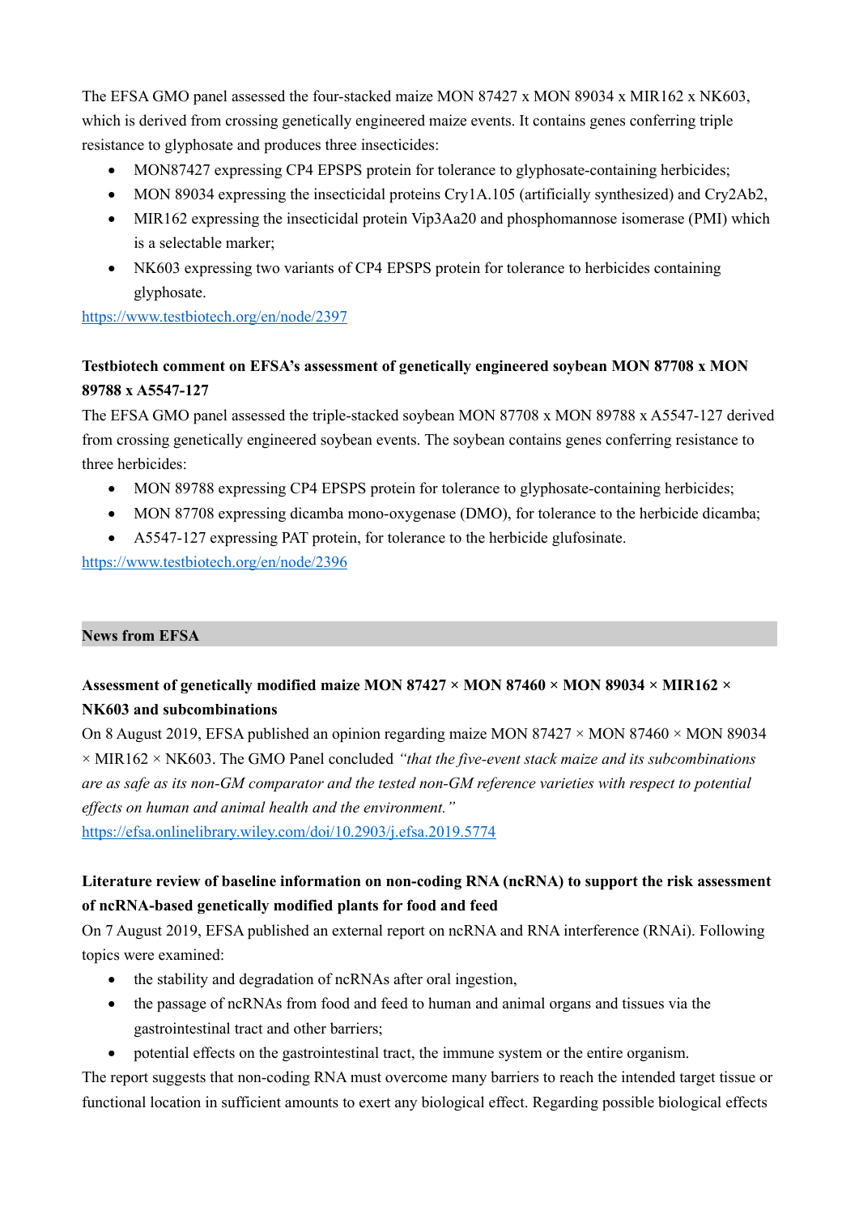The EFSA GMO panel assessed the four-stacked maize MON 87427 x MON 89034 x MIR162 x NK603, which is derived from crossing genetically engineered maize events. It contains genes conferring triple resistance to glyphosate and produces three insecticides:

- MON87427 expressing CP4 EPSPS protein for tolerance to glyphosate-containing herbicides;
- MON 89034 expressing the insecticidal proteins Cry1A.105 (artificially synthesized) and Cry2Ab2,
- MIR162 expressing the insecticidal protein Vip3Aa20 and phosphomannose isomerase (PMI) which is a selectable marker;
- NK603 expressing two variants of CP4 EPSPS protein for tolerance to herbicides containing glyphosate.

https://www.testbiotech.org/en/node/2397

**Testbiotech comment on EFSA's assessment of genetically engineered soybean MON 87708 x MON 89788 x A5547-127**

The EFSA GMO panel assessed the triple-stacked soybean MON 87708 x MON 89788 x A5547-127 derived from crossing genetically engineered soybean events. The soybean contains genes conferring resistance to three herbicides:

- MON 89788 expressing CP4 EPSPS protein for tolerance to glyphosate-containing herbicides;
- MON 87708 expressing dicamba mono-oxygenase (DMO), for tolerance to the herbicide dicamba;
- A5547-127 expressing PAT protein, for tolerance to the herbicide glufosinate.

https://www.testbiotech.org/en/node/2396

## News from EFSA

**Assessment of genetically modified maize MON 87427 × MON 87460 × MON 89034 × MIR162 × NK603 and subcombinations**

On 8 August 2019, EFSA published an opinion regarding maize MON 87427 × MON 87460 × MON 89034 × MIR162 × NK603. The GMO Panel concluded *"that the five-event stack maize and its subcombinations are as safe as its non-GM comparator and the tested non-GM reference varieties with respect to potential effects on human and animal health and the environment."*

https://efsa.onlinelibrary.wiley.com/doi/10.2903/j.efsa.2019.5774

**Literature review of baseline information on non-coding RNA (ncRNA) to support the risk assessment of ncRNA-based genetically modified plants for food and feed**

On 7 August 2019, EFSA published an external report on ncRNA and RNA interference (RNAi). Following topics were examined:

- the stability and degradation of ncRNAs after oral ingestion,
- the passage of ncRNAs from food and feed to human and animal organs and tissues via the gastrointestinal tract and other barriers;
- potential effects on the gastrointestinal tract, the immune system or the entire organism.

The report suggests that non-coding RNA must overcome many barriers to reach the intended target tissue or functional location in sufficient amounts to exert any biological effect. Regarding possible biological effects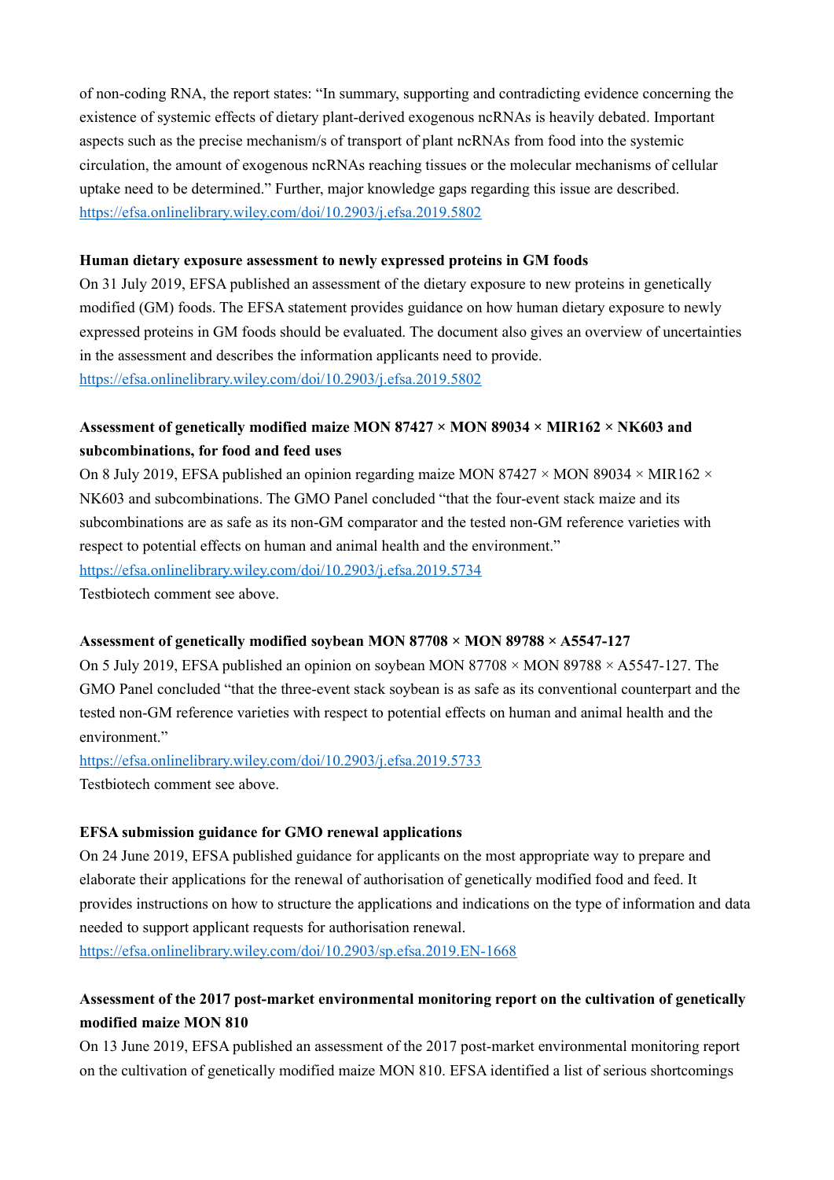of non-coding RNA, the report states: "In summary, supporting and contradicting evidence concerning the existence of systemic effects of dietary plant-derived exogenous ncRNAs is heavily debated. Important aspects such as the precise mechanism/s of transport of plant ncRNAs from food into the systemic circulation, the amount of exogenous ncRNAs reaching tissues or the molecular mechanisms of cellular uptake need to be determined." Further, major knowledge gaps regarding this issue are described.
https://efsa.onlinelibrary.wiley.com/doi/10.2903/j.efsa.2019.5802

**Human dietary exposure assessment to newly expressed proteins in GM foods**

On 31 July 2019, EFSA published an assessment of the dietary exposure to new proteins in genetically modified (GM) foods. The EFSA statement provides guidance on how human dietary exposure to newly expressed proteins in GM foods should be evaluated. The document also gives an overview of uncertainties in the assessment and describes the information applicants need to provide.
https://efsa.onlinelibrary.wiley.com/doi/10.2903/j.efsa.2019.5802

**Assessment of genetically modified maize MON 87427 × MON 89034 × MIR162 × NK603 and subcombinations, for food and feed uses**

On 8 July 2019, EFSA published an opinion regarding maize MON 87427 × MON 89034 × MIR162 × NK603 and subcombinations. The GMO Panel concluded "that the four-event stack maize and its subcombinations are as safe as its non-GM comparator and the tested non-GM reference varieties with respect to potential effects on human and animal health and the environment."
https://efsa.onlinelibrary.wiley.com/doi/10.2903/j.efsa.2019.5734
Testbiotech comment see above.

**Assessment of genetically modified soybean MON 87708 × MON 89788 × A5547-127**

On 5 July 2019, EFSA published an opinion on soybean MON 87708 × MON 89788 × A5547-127. The GMO Panel concluded "that the three-event stack soybean is as safe as its conventional counterpart and the tested non-GM reference varieties with respect to potential effects on human and animal health and the environment."
https://efsa.onlinelibrary.wiley.com/doi/10.2903/j.efsa.2019.5733
Testbiotech comment see above.

**EFSA submission guidance for GMO renewal applications**

On 24 June 2019, EFSA published guidance for applicants on the most appropriate way to prepare and elaborate their applications for the renewal of authorisation of genetically modified food and feed. It provides instructions on how to structure the applications and indications on the type of information and data needed to support applicant requests for authorisation renewal.
https://efsa.onlinelibrary.wiley.com/doi/10.2903/sp.efsa.2019.EN-1668

**Assessment of the 2017 post-market environmental monitoring report on the cultivation of genetically modified maize MON 810**

On 13 June 2019, EFSA published an assessment of the 2017 post-market environmental monitoring report on the cultivation of genetically modified maize MON 810. EFSA identified a list of serious shortcomings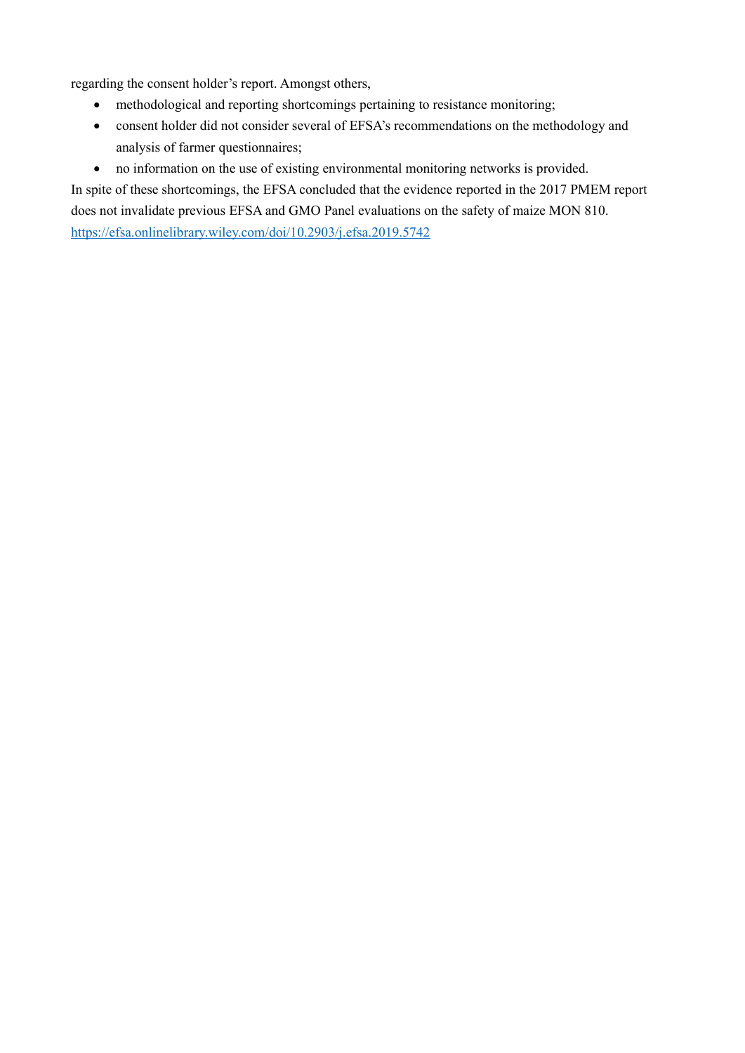regarding the consent holder's report. Amongst others,

- methodological and reporting shortcomings pertaining to resistance monitoring;
- consent holder did not consider several of EFSA's recommendations on the methodology and analysis of farmer questionnaires;
- no information on the use of existing environmental monitoring networks is provided.

In spite of these shortcomings, the EFSA concluded that the evidence reported in the 2017 PMEM report does not invalidate previous EFSA and GMO Panel evaluations on the safety of maize MON 810.
https://efsa.onlinelibrary.wiley.com/doi/10.2903/j.efsa.2019.5742